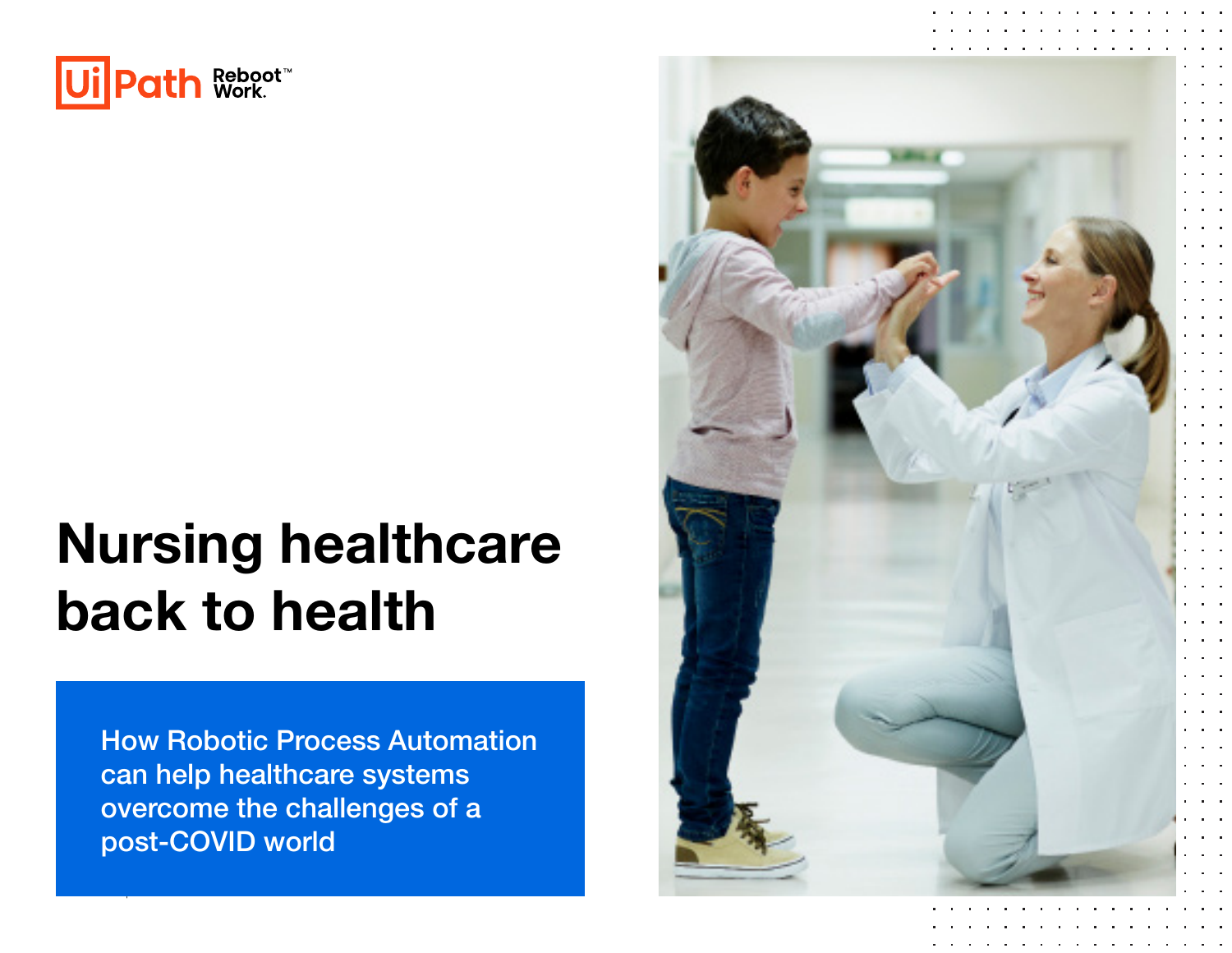UiPath Reboot™ Work.

# Nursing healthcare back to health

How Robotic Process Automation can help healthcare systems overcome the challenges of a post-COVID world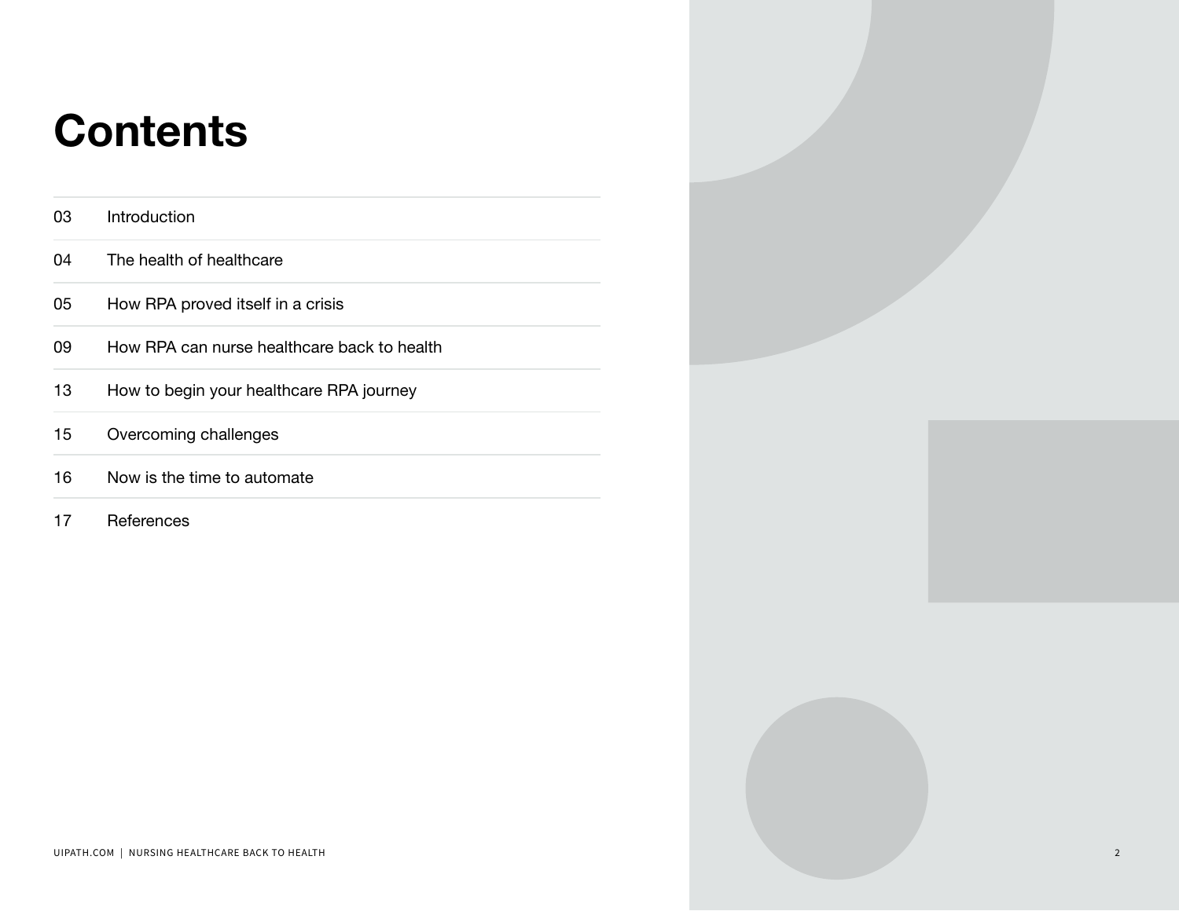# Contents

| | |
|---|---|
| 03 | Introduction |
| 04 | The health of healthcare |
| 05 | How RPA proved itself in a crisis |
| 09 | How RPA can nurse healthcare back to health |
| 13 | How to begin your healthcare RPA journey |
| 15 | Overcoming challenges |
| 16 | Now is the time to automate |
| 17 | References |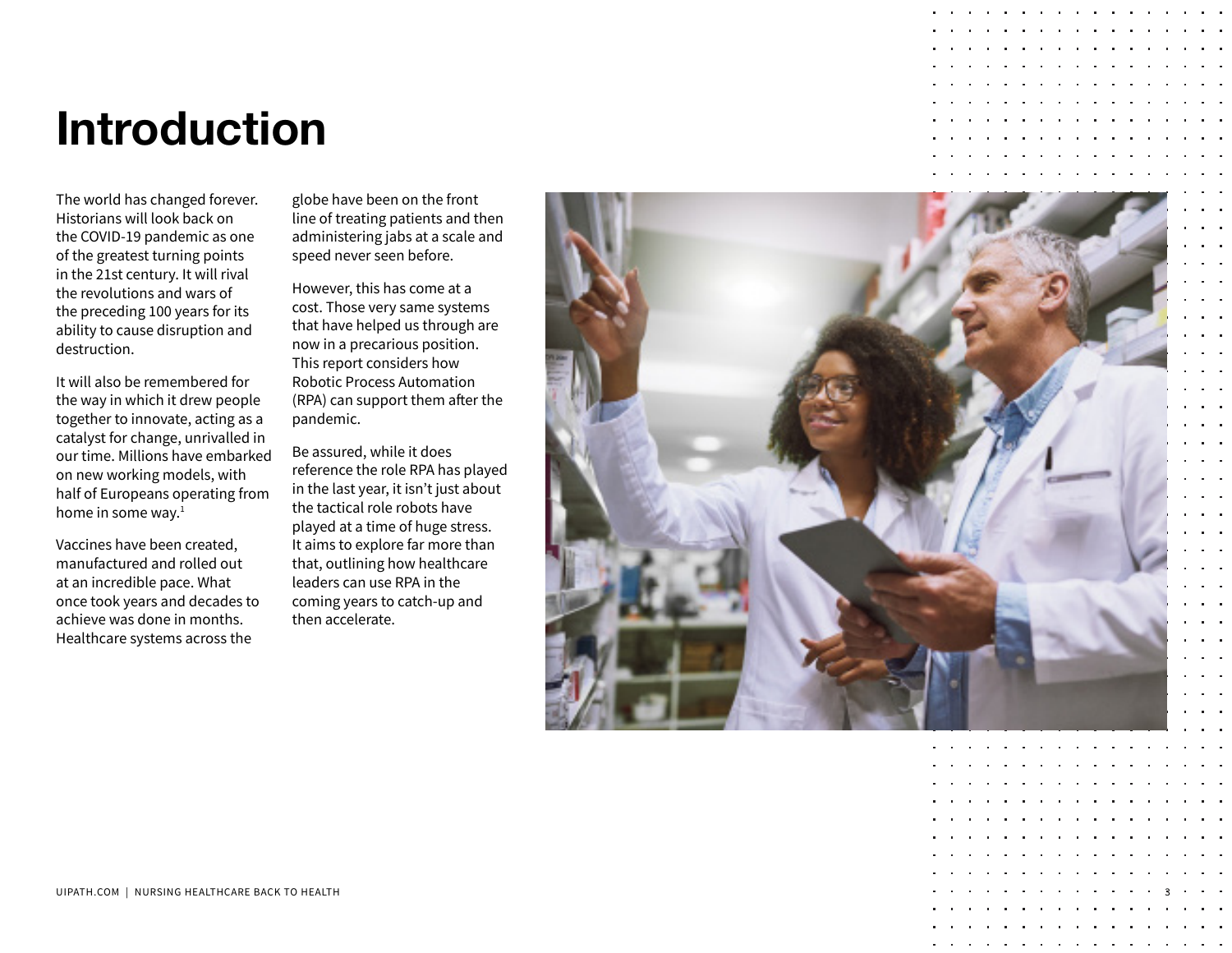# Introduction

The world has changed forever. Historians will look back on the COVID-19 pandemic as one of the greatest turning points in the 21st century. It will rival the revolutions and wars of the preceding 100 years for its ability to cause disruption and destruction.

It will also be remembered for the way in which it drew people together to innovate, acting as a catalyst for change, unrivalled in our time. Millions have embarked on new working models, with half of Europeans operating from home in some way.[1]

Vaccines have been created, manufactured and rolled out at an incredible pace. What once took years and decades to achieve was done in months. Healthcare systems across the globe have been on the front line of treating patients and then administering jabs at a scale and speed never seen before.

However, this has come at a cost. Those very same systems that have helped us through are now in a precarious position. This report considers how Robotic Process Automation (RPA) can support them after the pandemic.

Be assured, while it does reference the role RPA has played in the last year, it isn't just about the tactical role robots have played at a time of huge stress. It aims to explore far more than that, outlining how healthcare leaders can use RPA in the coming years to catch-up and then accelerate.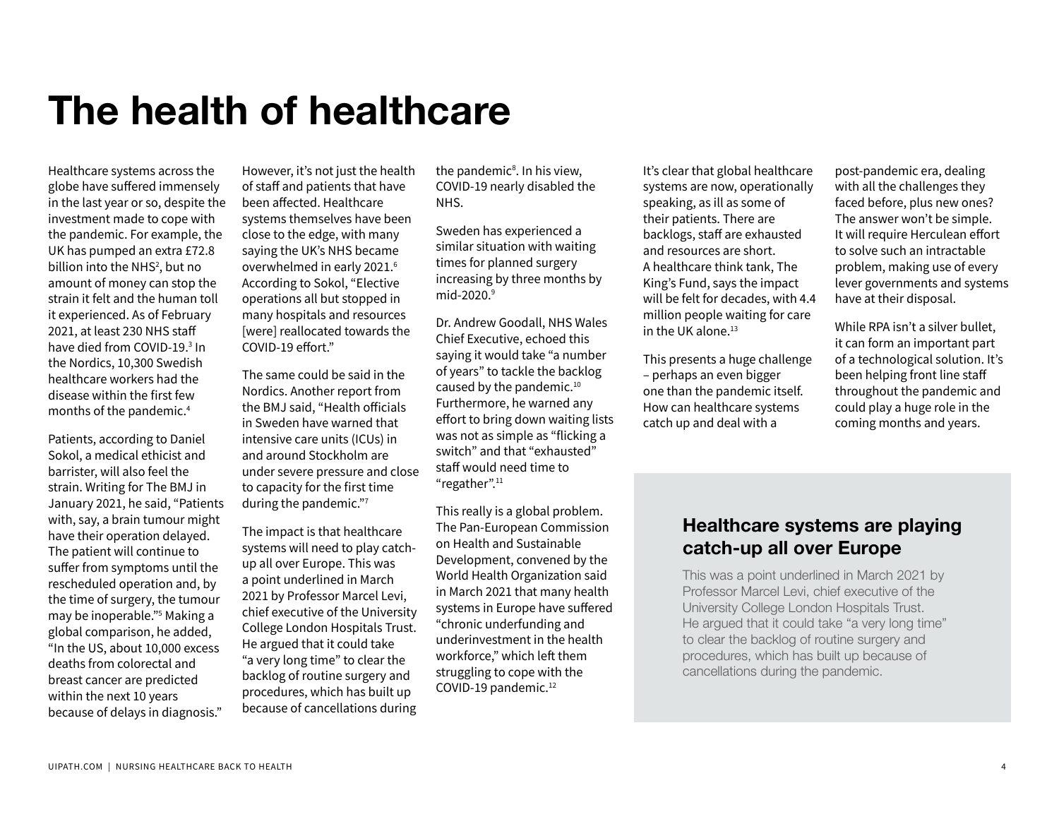# The health of healthcare

Healthcare systems across the globe have suffered immensely in the last year or so, despite the investment made to cope with the pandemic. For example, the UK has pumped an extra £72.8 billion into the NHS[2], but no amount of money can stop the strain it felt and the human toll it experienced. As of February 2021, at least 230 NHS staff have died from COVID-19.[3] In the Nordics, 10,300 Swedish healthcare workers had the disease within the first few months of the pandemic.[4]

Patients, according to Daniel Sokol, a medical ethicist and barrister, will also feel the strain. Writing for The BMJ in January 2021, he said, "Patients with, say, a brain tumour might have their operation delayed. The patient will continue to suffer from symptoms until the rescheduled operation and, by the time of surgery, the tumour may be inoperable."[5] Making a global comparison, he added, "In the US, about 10,000 excess deaths from colorectal and breast cancer are predicted within the next 10 years because of delays in diagnosis."

However, it's not just the health of staff and patients that have been affected. Healthcare systems themselves have been close to the edge, with many saying the UK's NHS became overwhelmed in early 2021.[6] According to Sokol, "Elective operations all but stopped in many hospitals and resources [were] reallocated towards the COVID-19 effort."

The same could be said in the Nordics. Another report from the BMJ said, "Health officials in Sweden have warned that intensive care units (ICUs) in and around Stockholm are under severe pressure and close to capacity for the first time during the pandemic."[7]

The impact is that healthcare systems will need to play catch-up all over Europe. This was a point underlined in March 2021 by Professor Marcel Levi, chief executive of the University College London Hospitals Trust. He argued that it could take "a very long time" to clear the backlog of routine surgery and procedures, which has built up because of cancellations during the pandemic[8]. In his view, COVID-19 nearly disabled the NHS.

Sweden has experienced a similar situation with waiting times for planned surgery increasing by three months by mid-2020.[9]

Dr. Andrew Goodall, NHS Wales Chief Executive, echoed this saying it would take "a number of years" to tackle the backlog caused by the pandemic.[10] Furthermore, he warned any effort to bring down waiting lists was not as simple as "flicking a switch" and that "exhausted" staff would need time to "regather".[11]

This really is a global problem. The Pan-European Commission on Health and Sustainable Development, convened by the World Health Organization said in March 2021 that many health systems in Europe have suffered "chronic underfunding and underinvestment in the health workforce," which left them struggling to cope with the COVID-19 pandemic.[12]

It's clear that global healthcare systems are now, operationally speaking, as ill as some of their patients. There are backlogs, staff are exhausted and resources are short. A healthcare think tank, The King's Fund, says the impact will be felt for decades, with 4.4 million people waiting for care in the UK alone.[13]

This presents a huge challenge – perhaps an even bigger one than the pandemic itself. How can healthcare systems catch up and deal with a post-pandemic era, dealing with all the challenges they faced before, plus new ones? The answer won't be simple. It will require Herculean effort to solve such an intractable problem, making use of every lever governments and systems have at their disposal.

While RPA isn't a silver bullet, it can form an important part of a technological solution. It's been helping front line staff throughout the pandemic and could play a huge role in the coming months and years.

### Healthcare systems are playing catch-up all over Europe

This was a point underlined in March 2021 by Professor Marcel Levi, chief executive of the University College London Hospitals Trust. He argued that it could take "a very long time" to clear the backlog of routine surgery and procedures, which has built up because of cancellations during the pandemic.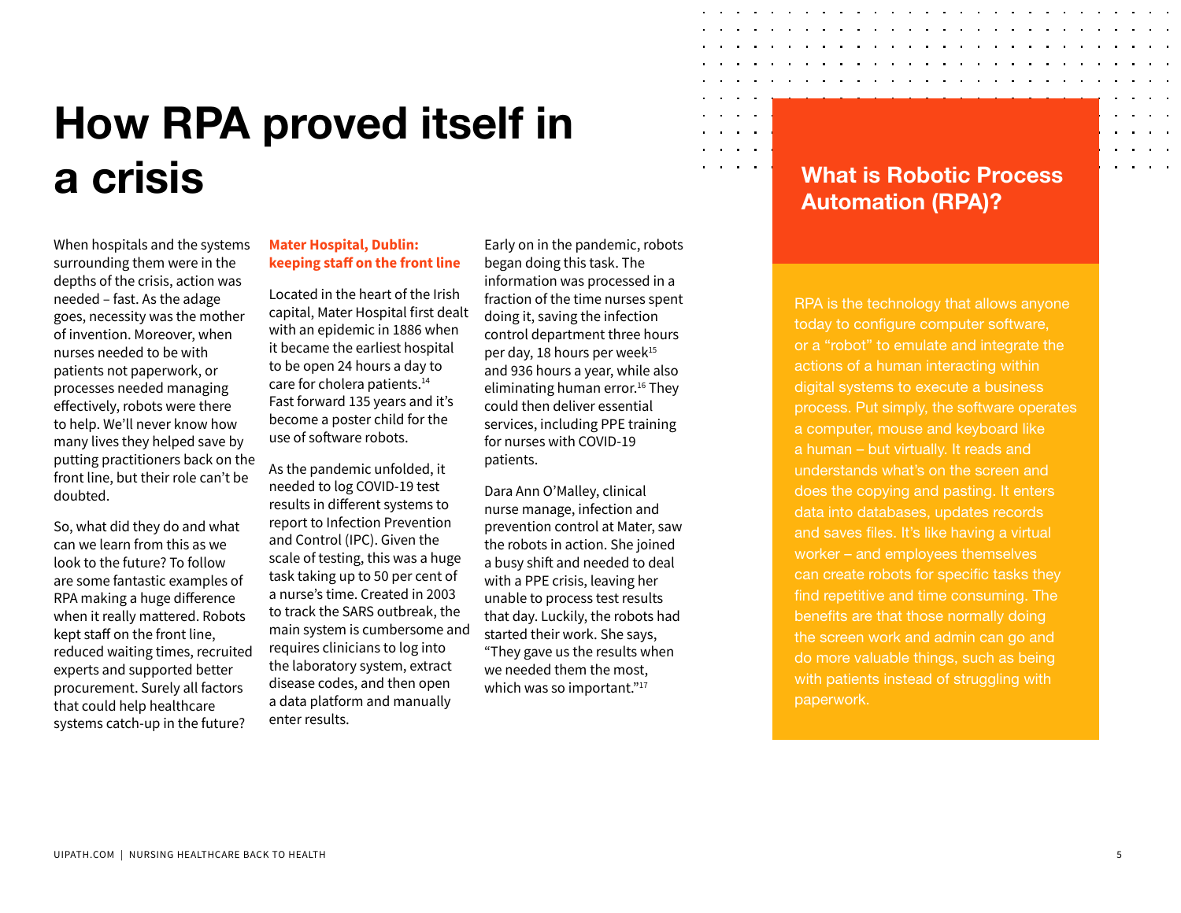# How RPA proved itself in a crisis

When hospitals and the systems surrounding them were in the depths of the crisis, action was needed – fast. As the adage goes, necessity was the mother of invention. Moreover, when nurses needed to be with patients not paperwork, or processes needed managing effectively, robots were there to help. We'll never know how many lives they helped save by putting practitioners back on the front line, but their role can't be doubted.

So, what did they do and what can we learn from this as we look to the future? To follow are some fantastic examples of RPA making a huge difference when it really mattered. Robots kept staff on the front line, reduced waiting times, recruited experts and supported better procurement. Surely all factors that could help healthcare systems catch-up in the future?

### Mater Hospital, Dublin: keeping staff on the front line

Located in the heart of the Irish capital, Mater Hospital first dealt with an epidemic in 1886 when it became the earliest hospital to be open 24 hours a day to care for cholera patients.[14] Fast forward 135 years and it's become a poster child for the use of software robots.

As the pandemic unfolded, it needed to log COVID-19 test results in different systems to report to Infection Prevention and Control (IPC). Given the scale of testing, this was a huge task taking up to 50 per cent of a nurse's time. Created in 2003 to track the SARS outbreak, the main system is cumbersome and requires clinicians to log into the laboratory system, extract disease codes, and then open a data platform and manually enter results.

Early on in the pandemic, robots began doing this task. The information was processed in a fraction of the time nurses spent doing it, saving the infection control department three hours per day, 18 hours per week[15] and 936 hours a year, while also eliminating human error.[16] They could then deliver essential services, including PPE training for nurses with COVID-19 patients.

Dara Ann O'Malley, clinical nurse manage, infection and prevention control at Mater, saw the robots in action. She joined a busy shift and needed to deal with a PPE crisis, leaving her unable to process test results that day. Luckily, the robots had started their work. She says, "They gave us the results when we needed them the most, which was so important."[17]

### What is Robotic Process Automation (RPA)?

RPA is the technology that allows anyone today to configure computer software, or a "robot" to emulate and integrate the actions of a human interacting within digital systems to execute a business process. Put simply, the software operates a computer, mouse and keyboard like a human – but virtually. It reads and understands what's on the screen and does the copying and pasting. It enters data into databases, updates records and saves files. It's like having a virtual worker – and employees themselves can create robots for specific tasks they find repetitive and time consuming. The benefits are that those normally doing the screen work and admin can go and do more valuable things, such as being with patients instead of struggling with paperwork.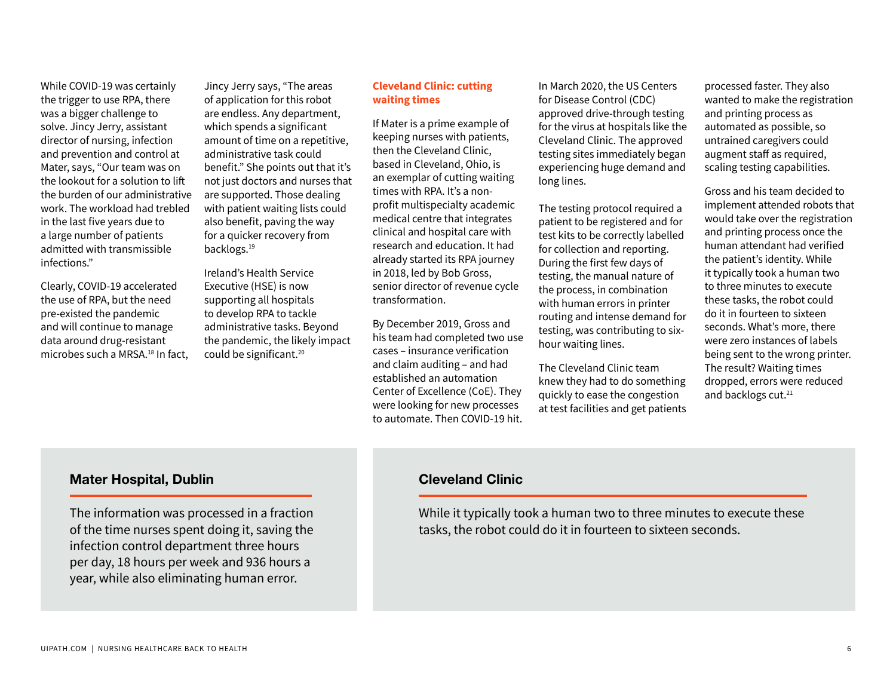While COVID-19 was certainly the trigger to use RPA, there was a bigger challenge to solve. Jincy Jerry, assistant director of nursing, infection and prevention and control at Mater, says, "Our team was on the lookout for a solution to lift the burden of our administrative work. The workload had trebled in the last five years due to a large number of patients admitted with transmissible infections."

Clearly, COVID-19 accelerated the use of RPA, but the need pre-existed the pandemic and will continue to manage data around drug-resistant microbes such a MRSA.[18] In fact, Jincy Jerry says, "The areas of application for this robot are endless. Any department, which spends a significant amount of time on a repetitive, administrative task could benefit." She points out that it's not just doctors and nurses that are supported. Those dealing with patient waiting lists could also benefit, paving the way for a quicker recovery from backlogs.[19]

Ireland's Health Service Executive (HSE) is now supporting all hospitals to develop RPA to tackle administrative tasks. Beyond the pandemic, the likely impact could be significant.[20]

## Cleveland Clinic: cutting waiting times

If Mater is a prime example of keeping nurses with patients, then the Cleveland Clinic, based in Cleveland, Ohio, is an exemplar of cutting waiting times with RPA. It's a non-profit multispecialty academic medical centre that integrates clinical and hospital care with research and education. It had already started its RPA journey in 2018, led by Bob Gross, senior director of revenue cycle transformation.

By December 2019, Gross and his team had completed two use cases – insurance verification and claim auditing – and had established an automation Center of Excellence (CoE). They were looking for new processes to automate. Then COVID-19 hit.

In March 2020, the US Centers for Disease Control (CDC) approved drive-through testing for the virus at hospitals like the Cleveland Clinic. The approved testing sites immediately began experiencing huge demand and long lines.

The testing protocol required a patient to be registered and for test kits to be correctly labelled for collection and reporting. During the first few days of testing, the manual nature of the process, in combination with human errors in printer routing and intense demand for testing, was contributing to six-hour waiting lines.

The Cleveland Clinic team knew they had to do something quickly to ease the congestion at test facilities and get patients processed faster. They also wanted to make the registration and printing process as automated as possible, so untrained caregivers could augment staff as required, scaling testing capabilities.

Gross and his team decided to implement attended robots that would take over the registration and printing process once the human attendant had verified the patient's identity. While it typically took a human two to three minutes to execute these tasks, the robot could do it in fourteen to sixteen seconds. What's more, there were zero instances of labels being sent to the wrong printer. The result? Waiting times dropped, errors were reduced and backlogs cut.[21]

### Mater Hospital, Dublin

The information was processed in a fraction of the time nurses spent doing it, saving the infection control department three hours per day, 18 hours per week and 936 hours a year, while also eliminating human error.

### Cleveland Clinic

While it typically took a human two to three minutes to execute these tasks, the robot could do it in fourteen to sixteen seconds.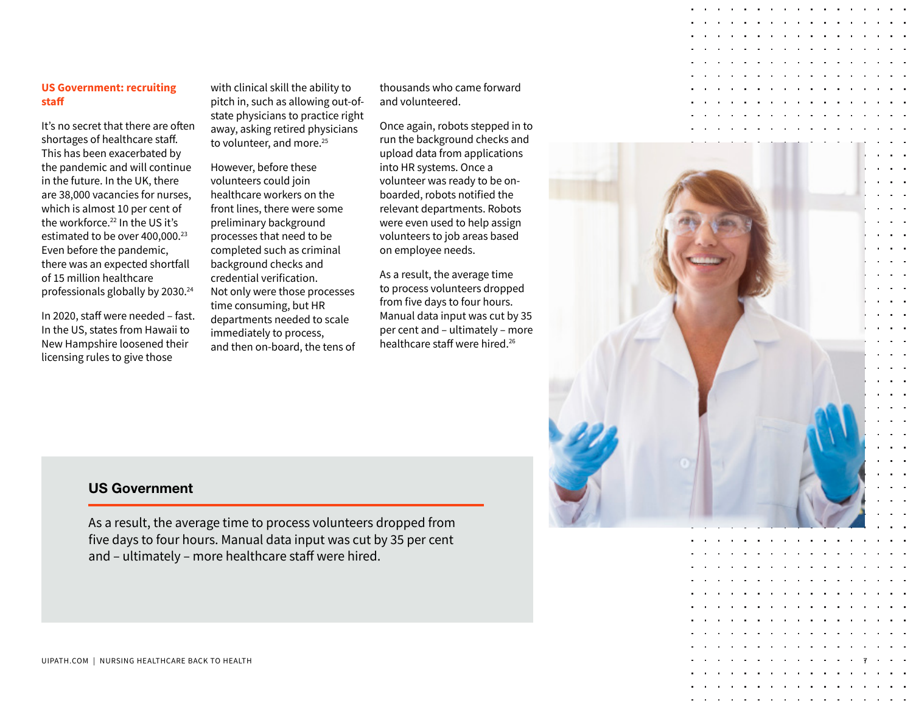## US Government: recruiting staff

It's no secret that there are often shortages of healthcare staff. This has been exacerbated by the pandemic and will continue in the future. In the UK, there are 38,000 vacancies for nurses, which is almost 10 per cent of the workforce.[22] In the US it's estimated to be over 400,000.[23] Even before the pandemic, there was an expected shortfall of 15 million healthcare professionals globally by 2030.[24]

In 2020, staff were needed – fast. In the US, states from Hawaii to New Hampshire loosened their licensing rules to give those with clinical skill the ability to pitch in, such as allowing out-of-state physicians to practice right away, asking retired physicians to volunteer, and more.[25]

However, before these volunteers could join healthcare workers on the front lines, there were some preliminary background processes that need to be completed such as criminal background checks and credential verification. Not only were those processes time consuming, but HR departments needed to scale immediately to process, and then on-board, the tens of thousands who came forward and volunteered.

Once again, robots stepped in to run the background checks and upload data from applications into HR systems. Once a volunteer was ready to be on-boarded, robots notified the relevant departments. Robots were even used to help assign volunteers to job areas based on employee needs.

As a result, the average time to process volunteers dropped from five days to four hours. Manual data input was cut by 35 per cent and – ultimately – more healthcare staff were hired.[26]

### US Government

As a result, the average time to process volunteers dropped from five days to four hours. Manual data input was cut by 35 per cent and – ultimately – more healthcare staff were hired.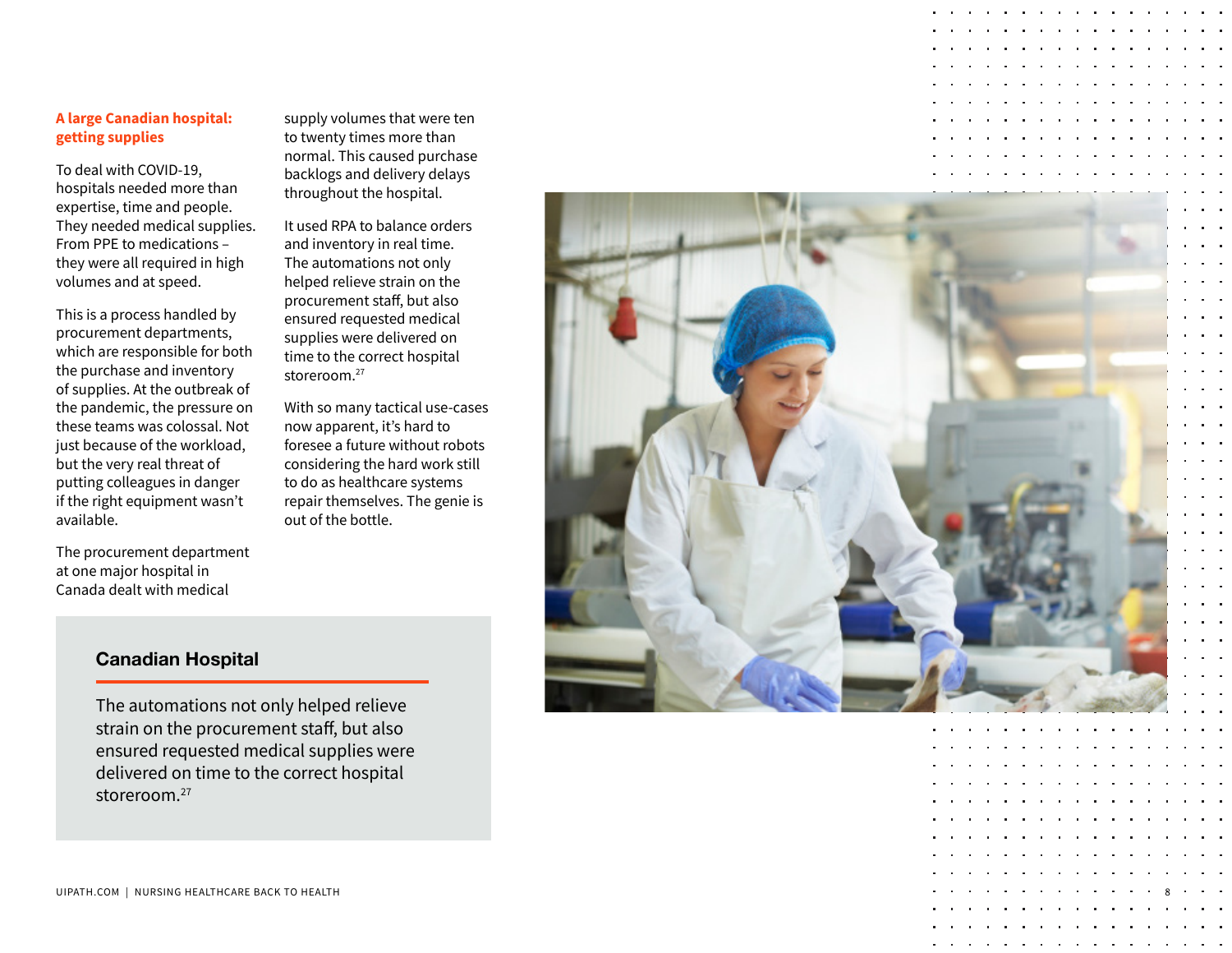## A large Canadian hospital: getting supplies

To deal with COVID-19, hospitals needed more than expertise, time and people. They needed medical supplies. From PPE to medications – they were all required in high volumes and at speed.

This is a process handled by procurement departments, which are responsible for both the purchase and inventory of supplies. At the outbreak of the pandemic, the pressure on these teams was colossal. Not just because of the workload, but the very real threat of putting colleagues in danger if the right equipment wasn't available.

The procurement department at one major hospital in Canada dealt with medical supply volumes that were ten to twenty times more than normal. This caused purchase backlogs and delivery delays throughout the hospital.

It used RPA to balance orders and inventory in real time. The automations not only helped relieve strain on the procurement staff, but also ensured requested medical supplies were delivered on time to the correct hospital storeroom.[27]

With so many tactical use-cases now apparent, it's hard to foresee a future without robots considering the hard work still to do as healthcare systems repair themselves. The genie is out of the bottle.

### Canadian Hospital

The automations not only helped relieve strain on the procurement staff, but also ensured requested medical supplies were delivered on time to the correct hospital storeroom.[27]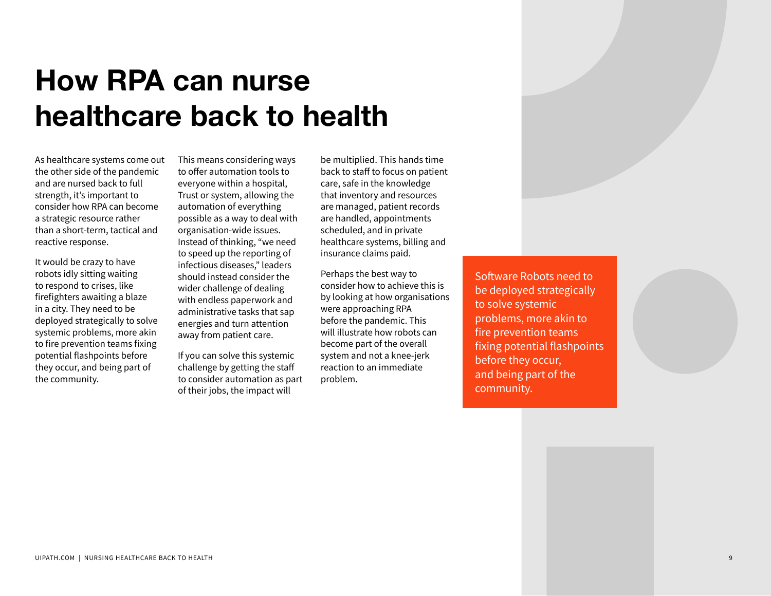# How RPA can nurse healthcare back to health

As healthcare systems come out the other side of the pandemic and are nursed back to full strength, it's important to consider how RPA can become a strategic resource rather than a short-term, tactical and reactive response.

It would be crazy to have robots idly sitting waiting to respond to crises, like firefighters awaiting a blaze in a city. They need to be deployed strategically to solve systemic problems, more akin to fire prevention teams fixing potential flashpoints before they occur, and being part of the community.

This means considering ways to offer automation tools to everyone within a hospital, Trust or system, allowing the automation of everything possible as a way to deal with organisation-wide issues. Instead of thinking, "we need to speed up the reporting of infectious diseases," leaders should instead consider the wider challenge of dealing with endless paperwork and administrative tasks that sap energies and turn attention away from patient care.

If you can solve this systemic challenge by getting the staff to consider automation as part of their jobs, the impact will be multiplied. This hands time back to staff to focus on patient care, safe in the knowledge that inventory and resources are managed, patient records are handled, appointments scheduled, and in private healthcare systems, billing and insurance claims paid.

Perhaps the best way to consider how to achieve this is by looking at how organisations were approaching RPA before the pandemic. This will illustrate how robots can become part of the overall system and not a knee-jerk reaction to an immediate problem.

Software Robots need to be deployed strategically to solve systemic problems, more akin to fire prevention teams fixing potential flashpoints before they occur, and being part of the community.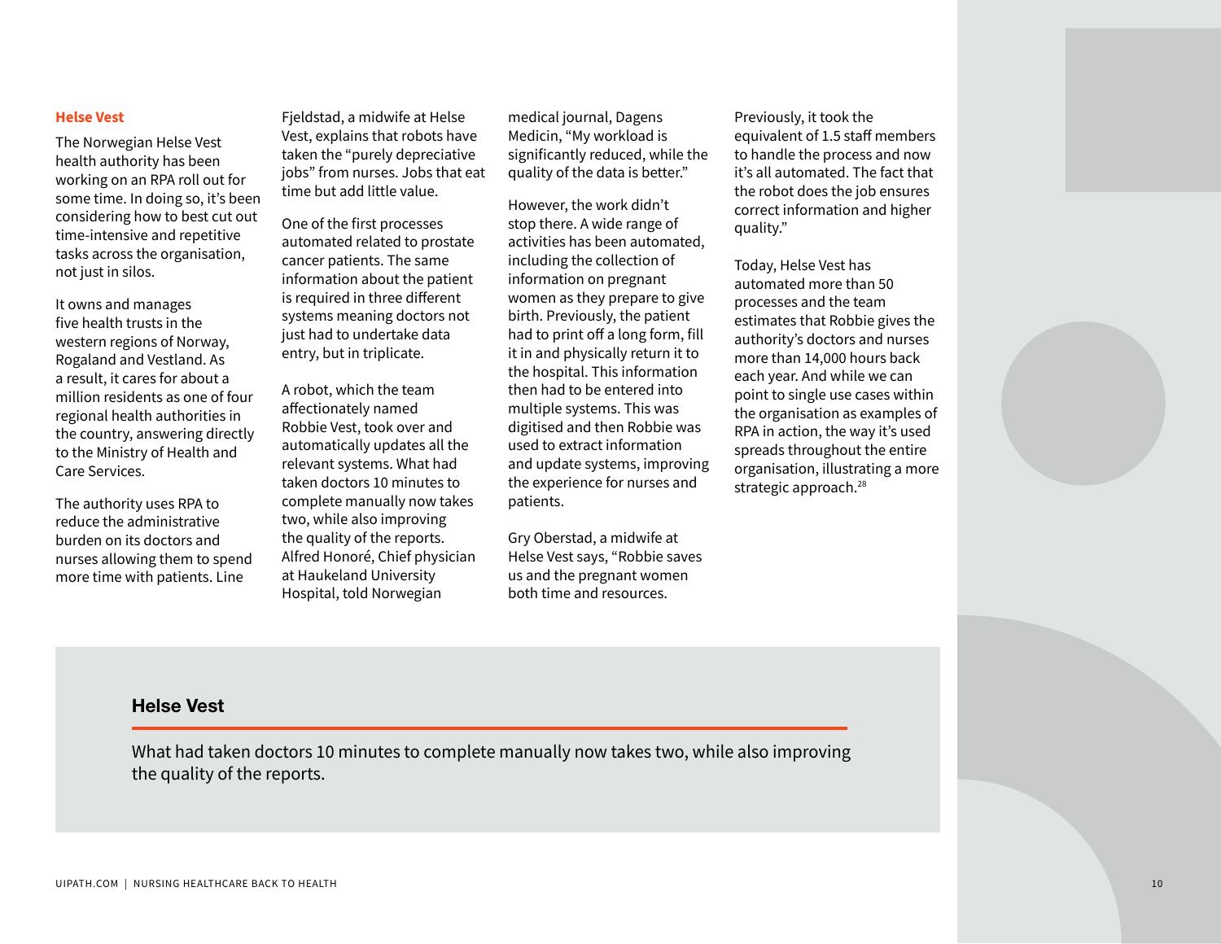### Helse Vest

The Norwegian Helse Vest health authority has been working on an RPA roll out for some time. In doing so, it's been considering how to best cut out time-intensive and repetitive tasks across the organisation, not just in silos.

It owns and manages five health trusts in the western regions of Norway, Rogaland and Vestland. As a result, it cares for about a million residents as one of four regional health authorities in the country, answering directly to the Ministry of Health and Care Services.

The authority uses RPA to reduce the administrative burden on its doctors and nurses allowing them to spend more time with patients. Line Fjeldstad, a midwife at Helse Vest, explains that robots have taken the "purely depreciative jobs" from nurses. Jobs that eat time but add little value.

One of the first processes automated related to prostate cancer patients. The same information about the patient is required in three different systems meaning doctors not just had to undertake data entry, but in triplicate.

A robot, which the team affectionately named Robbie Vest, took over and automatically updates all the relevant systems. What had taken doctors 10 minutes to complete manually now takes two, while also improving the quality of the reports. Alfred Honoré, Chief physician at Haukeland University Hospital, told Norwegian medical journal, Dagens Medicin, "My workload is significantly reduced, while the quality of the data is better."

However, the work didn't stop there. A wide range of activities has been automated, including the collection of information on pregnant women as they prepare to give birth. Previously, the patient had to print off a long form, fill it in and physically return it to the hospital. This information then had to be entered into multiple systems. This was digitised and then Robbie was used to extract information and update systems, improving the experience for nurses and patients.

Gry Oberstad, a midwife at Helse Vest says, "Robbie saves us and the pregnant women both time and resources. Previously, it took the equivalent of 1.5 staff members to handle the process and now it's all automated. The fact that the robot does the job ensures correct information and higher quality."

Today, Helse Vest has automated more than 50 processes and the team estimates that Robbie gives the authority's doctors and nurses more than 14,000 hours back each year. And while we can point to single use cases within the organisation as examples of RPA in action, the way it's used spreads throughout the entire organisation, illustrating a more strategic approach.[28]

**Helse Vest**

What had taken doctors 10 minutes to complete manually now takes two, while also improving the quality of the reports.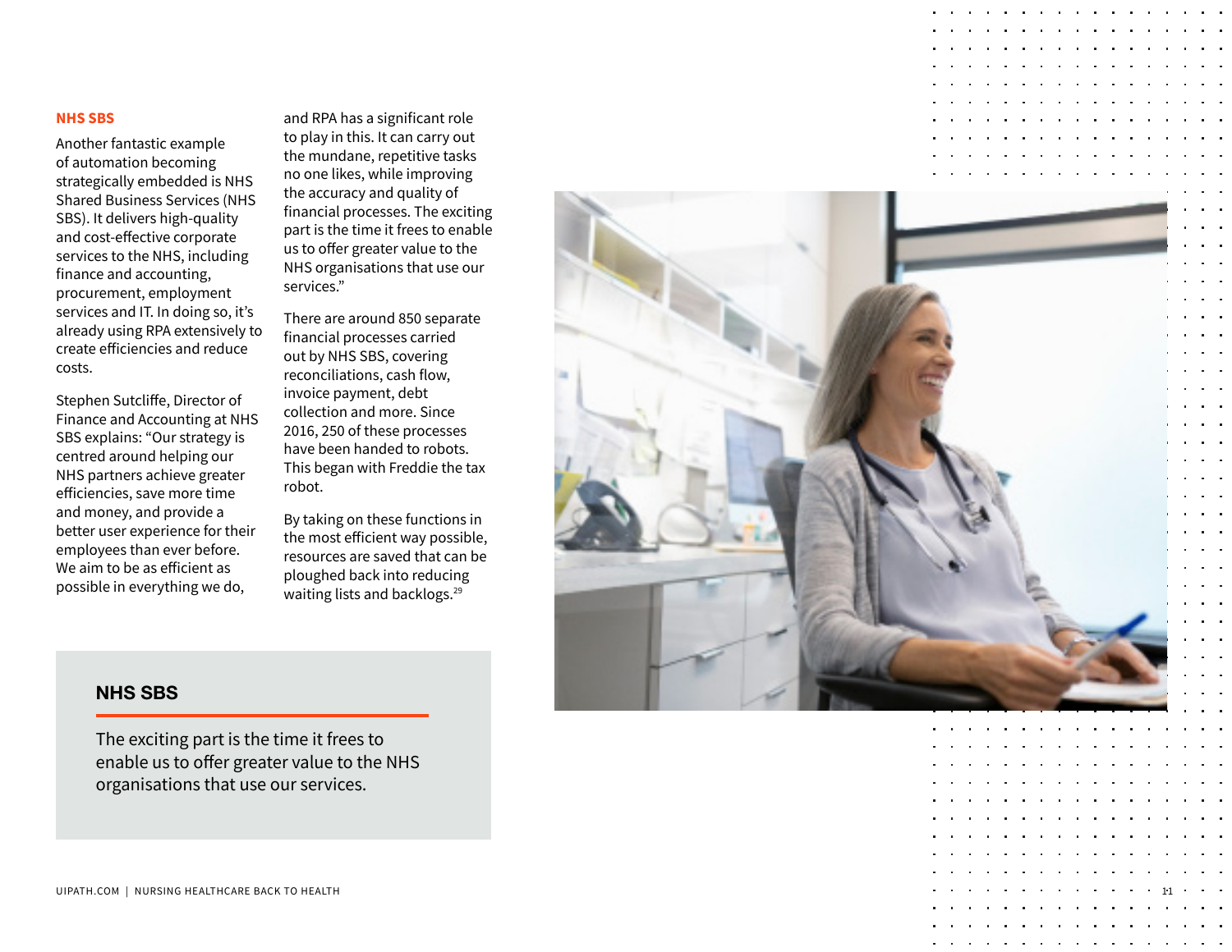## NHS SBS

Another fantastic example of automation becoming strategically embedded is NHS Shared Business Services (NHS SBS). It delivers high-quality and cost-effective corporate services to the NHS, including finance and accounting, procurement, employment services and IT. In doing so, it's already using RPA extensively to create efficiencies and reduce costs.

Stephen Sutcliffe, Director of Finance and Accounting at NHS SBS explains: "Our strategy is centred around helping our NHS partners achieve greater efficiencies, save more time and money, and provide a better user experience for their employees than ever before. We aim to be as efficient as possible in everything we do, and RPA has a significant role to play in this. It can carry out the mundane, repetitive tasks no one likes, while improving the accuracy and quality of financial processes. The exciting part is the time it frees to enable us to offer greater value to the NHS organisations that use our services."

There are around 850 separate financial processes carried out by NHS SBS, covering reconciliations, cash flow, invoice payment, debt collection and more. Since 2016, 250 of these processes have been handed to robots. This began with Freddie the tax robot.

By taking on these functions in the most efficient way possible, resources are saved that can be ploughed back into reducing waiting lists and backlogs.[29]

> **NHS SBS**
>
> The exciting part is the time it frees to enable us to offer greater value to the NHS organisations that use our services.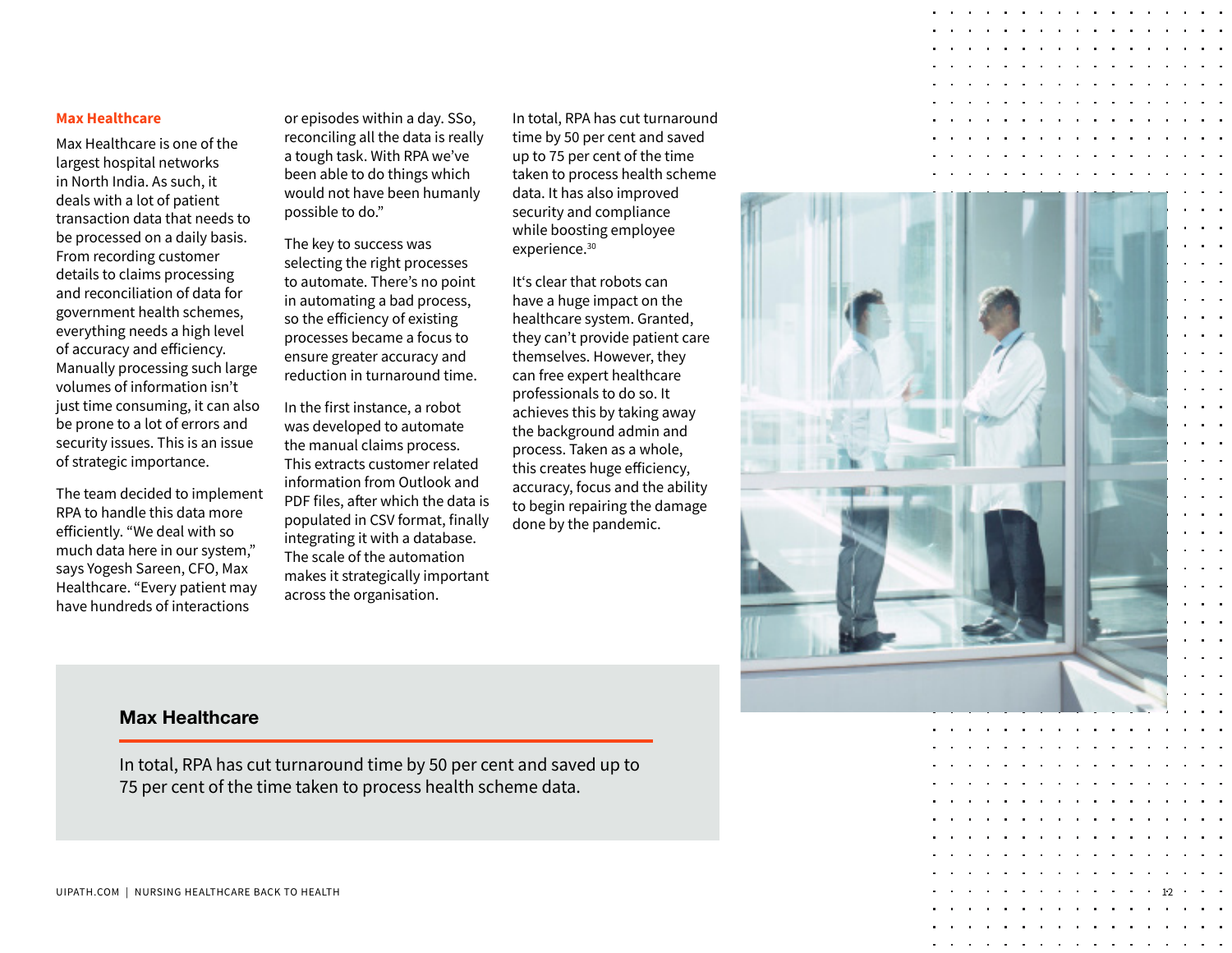## Max Healthcare

Max Healthcare is one of the largest hospital networks in North India. As such, it deals with a lot of patient transaction data that needs to be processed on a daily basis. From recording customer details to claims processing and reconciliation of data for government health schemes, everything needs a high level of accuracy and efficiency. Manually processing such large volumes of information isn't just time consuming, it can also be prone to a lot of errors and security issues. This is an issue of strategic importance.

The team decided to implement RPA to handle this data more efficiently. "We deal with so much data here in our system," says Yogesh Sareen, CFO, Max Healthcare. "Every patient may have hundreds of interactions or episodes within a day. SSo, reconciling all the data is really a tough task. With RPA we've been able to do things which would not have been humanly possible to do."

The key to success was selecting the right processes to automate. There's no point in automating a bad process, so the efficiency of existing processes became a focus to ensure greater accuracy and reduction in turnaround time.

In the first instance, a robot was developed to automate the manual claims process. This extracts customer related information from Outlook and PDF files, after which the data is populated in CSV format, finally integrating it with a database. The scale of the automation makes it strategically important across the organisation.

In total, RPA has cut turnaround time by 50 per cent and saved up to 75 per cent of the time taken to process health scheme data. It has also improved security and compliance while boosting employee experience.[30]

It's clear that robots can have a huge impact on the healthcare system. Granted, they can't provide patient care themselves. However, they can free expert healthcare professionals to do so. It achieves this by taking away the background admin and process. Taken as a whole, this creates huge efficiency, accuracy, focus and the ability to begin repairing the damage done by the pandemic.

### Max Healthcare

In total, RPA has cut turnaround time by 50 per cent and saved up to 75 per cent of the time taken to process health scheme data.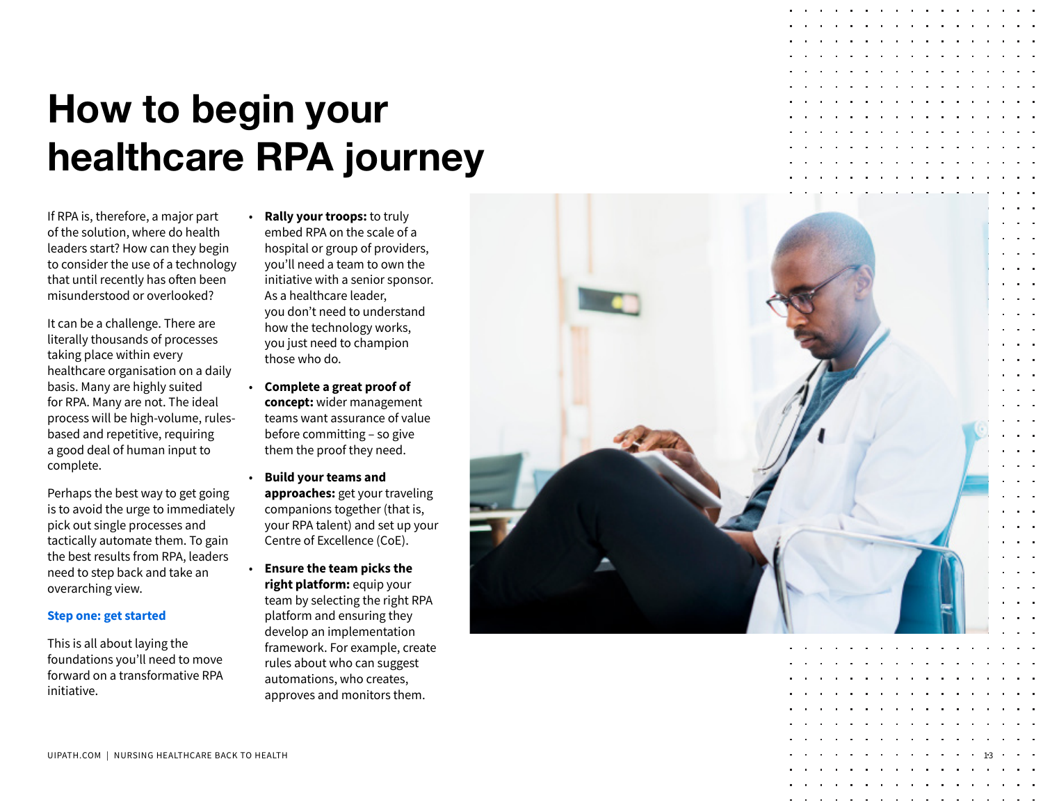# How to begin your healthcare RPA journey

If RPA is, therefore, a major part of the solution, where do health leaders start? How can they begin to consider the use of a technology that until recently has often been misunderstood or overlooked?

It can be a challenge. There are literally thousands of processes taking place within every healthcare organisation on a daily basis. Many are highly suited for RPA. Many are not. The ideal process will be high-volume, rules-based and repetitive, requiring a good deal of human input to complete.

Perhaps the best way to get going is to avoid the urge to immediately pick out single processes and tactically automate them. To gain the best results from RPA, leaders need to step back and take an overarching view.

### Step one: get started

This is all about laying the foundations you'll need to move forward on a transformative RPA initiative.

- **Rally your troops:** to truly embed RPA on the scale of a hospital or group of providers, you'll need a team to own the initiative with a senior sponsor. As a healthcare leader, you don't need to understand how the technology works, you just need to champion those who do.
- **Complete a great proof of concept:** wider management teams want assurance of value before committing – so give them the proof they need.
- **Build your teams and approaches:** get your traveling companions together (that is, your RPA talent) and set up your Centre of Excellence (CoE).
- **Ensure the team picks the right platform:** equip your team by selecting the right RPA platform and ensuring they develop an implementation framework. For example, create rules about who can suggest automations, who creates, approves and monitors them.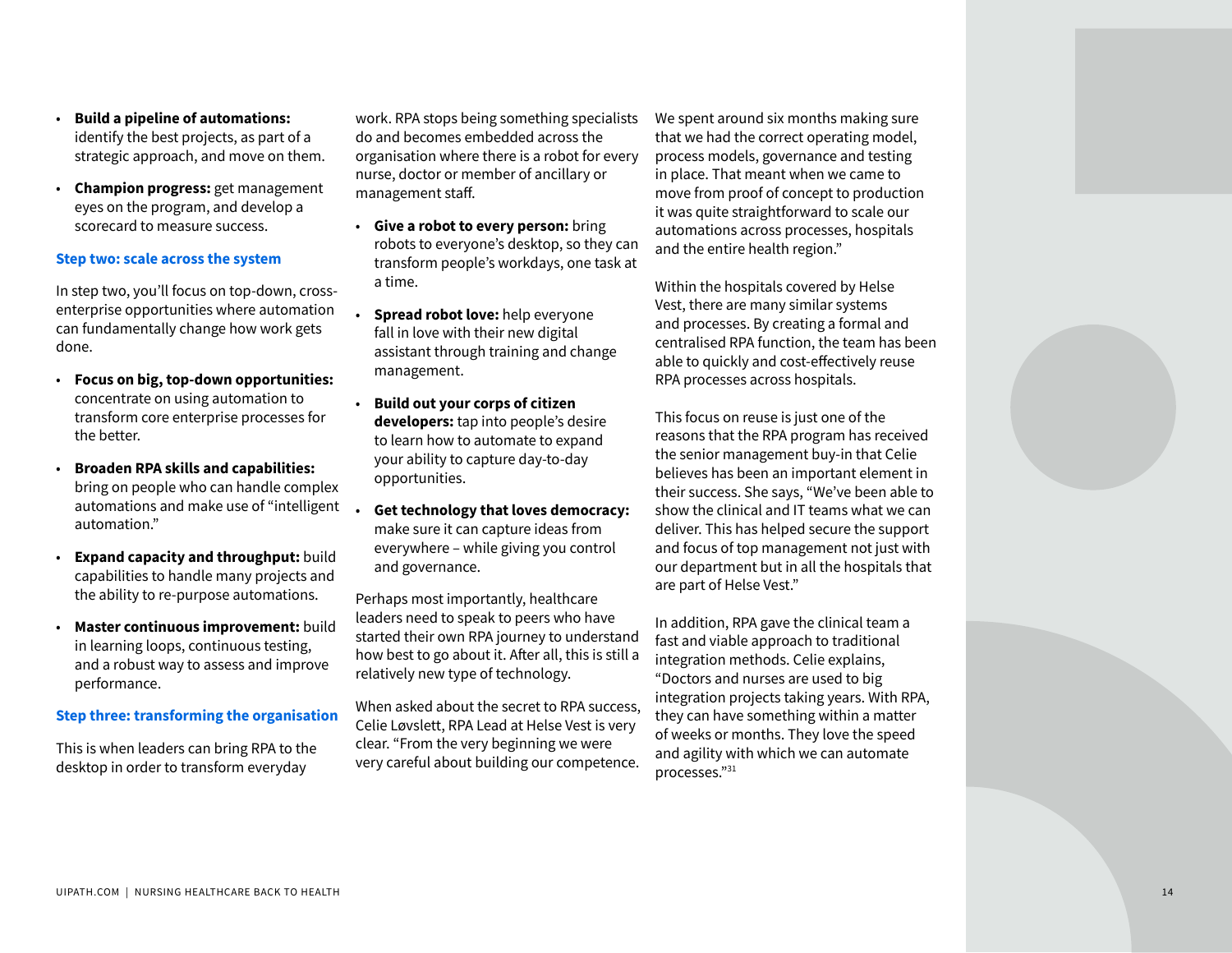- **Build a pipeline of automations:** identify the best projects, as part of a strategic approach, and move on them.
- **Champion progress:** get management eyes on the program, and develop a scorecard to measure success.

### Step two: scale across the system

In step two, you'll focus on top-down, cross-enterprise opportunities where automation can fundamentally change how work gets done.

- **Focus on big, top-down opportunities:** concentrate on using automation to transform core enterprise processes for the better.
- **Broaden RPA skills and capabilities:** bring on people who can handle complex automations and make use of "intelligent automation."
- **Expand capacity and throughput:** build capabilities to handle many projects and the ability to re-purpose automations.
- **Master continuous improvement:** build in learning loops, continuous testing, and a robust way to assess and improve performance.

### Step three: transforming the organisation

This is when leaders can bring RPA to the desktop in order to transform everyday work. RPA stops being something specialists do and becomes embedded across the organisation where there is a robot for every nurse, doctor or member of ancillary or management staff.

- **Give a robot to every person:** bring robots to everyone's desktop, so they can transform people's workdays, one task at a time.
- **Spread robot love:** help everyone fall in love with their new digital assistant through training and change management.
- **Build out your corps of citizen developers:** tap into people's desire to learn how to automate to expand your ability to capture day-to-day opportunities.
- **Get technology that loves democracy:** make sure it can capture ideas from everywhere – while giving you control and governance.

Perhaps most importantly, healthcare leaders need to speak to peers who have started their own RPA journey to understand how best to go about it. After all, this is still a relatively new type of technology.

When asked about the secret to RPA success, Celie Løvslett, RPA Lead at Helse Vest is very clear. "From the very beginning we were very careful about building our competence. We spent around six months making sure that we had the correct operating model, process models, governance and testing in place. That meant when we came to move from proof of concept to production it was quite straightforward to scale our automations across processes, hospitals and the entire health region."

Within the hospitals covered by Helse Vest, there are many similar systems and processes. By creating a formal and centralised RPA function, the team has been able to quickly and cost-effectively reuse RPA processes across hospitals.

This focus on reuse is just one of the reasons that the RPA program has received the senior management buy-in that Celie believes has been an important element in their success. She says, "We've been able to show the clinical and IT teams what we can deliver. This has helped secure the support and focus of top management not just with our department but in all the hospitals that are part of Helse Vest."

In addition, RPA gave the clinical team a fast and viable approach to traditional integration methods. Celie explains, "Doctors and nurses are used to big integration projects taking years. With RPA, they can have something within a matter of weeks or months. They love the speed and agility with which we can automate processes."[31]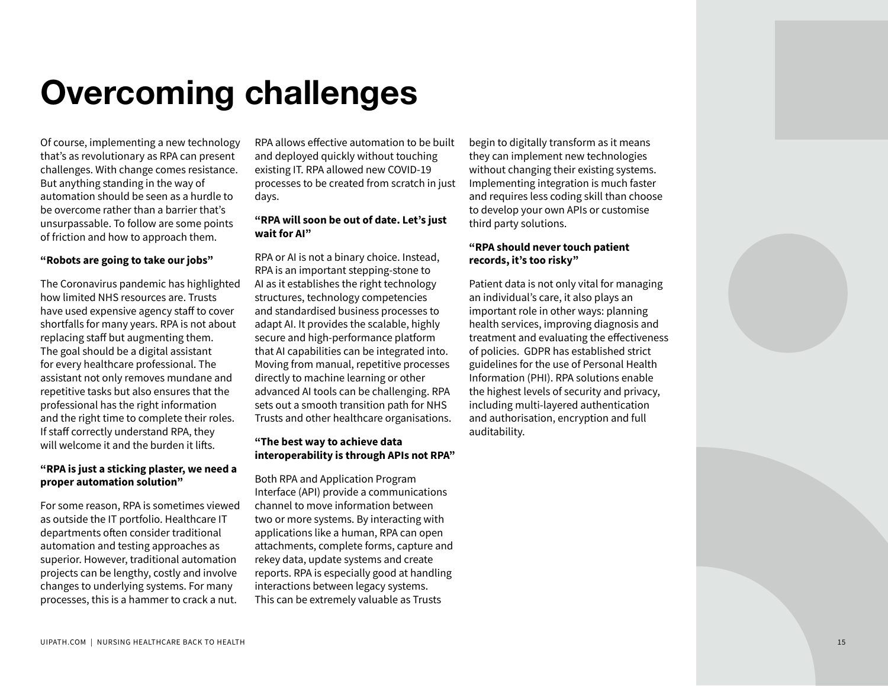# Overcoming challenges

Of course, implementing a new technology that's as revolutionary as RPA can present challenges. With change comes resistance. But anything standing in the way of automation should be seen as a hurdle to be overcome rather than a barrier that's unsurpassable. To follow are some points of friction and how to approach them.

**"Robots are going to take our jobs"**

The Coronavirus pandemic has highlighted how limited NHS resources are. Trusts have used expensive agency staff to cover shortfalls for many years. RPA is not about replacing staff but augmenting them. The goal should be a digital assistant for every healthcare professional. The assistant not only removes mundane and repetitive tasks but also ensures that the professional has the right information and the right time to complete their roles. If staff correctly understand RPA, they will welcome it and the burden it lifts.

**"RPA is just a sticking plaster, we need a proper automation solution"**

For some reason, RPA is sometimes viewed as outside the IT portfolio. Healthcare IT departments often consider traditional automation and testing approaches as superior. However, traditional automation projects can be lengthy, costly and involve changes to underlying systems. For many processes, this is a hammer to crack a nut. RPA allows effective automation to be built and deployed quickly without touching existing IT. RPA allowed new COVID-19 processes to be created from scratch in just days.

**"RPA will soon be out of date. Let's just wait for AI"**

RPA or AI is not a binary choice. Instead, RPA is an important stepping-stone to AI as it establishes the right technology structures, technology competencies and standardised business processes to adapt AI. It provides the scalable, highly secure and high-performance platform that AI capabilities can be integrated into. Moving from manual, repetitive processes directly to machine learning or other advanced AI tools can be challenging. RPA sets out a smooth transition path for NHS Trusts and other healthcare organisations.

**"The best way to achieve data interoperability is through APIs not RPA"**

Both RPA and Application Program Interface (API) provide a communications channel to move information between two or more systems. By interacting with applications like a human, RPA can open attachments, complete forms, capture and rekey data, update systems and create reports. RPA is especially good at handling interactions between legacy systems. This can be extremely valuable as Trusts begin to digitally transform as it means they can implement new technologies without changing their existing systems. Implementing integration is much faster and requires less coding skill than choose to develop your own APIs or customise third party solutions.

**"RPA should never touch patient records, it's too risky"**

Patient data is not only vital for managing an individual's care, it also plays an important role in other ways: planning health services, improving diagnosis and treatment and evaluating the effectiveness of policies. GDPR has established strict guidelines for the use of Personal Health Information (PHI). RPA solutions enable the highest levels of security and privacy, including multi-layered authentication and authorisation, encryption and full auditability.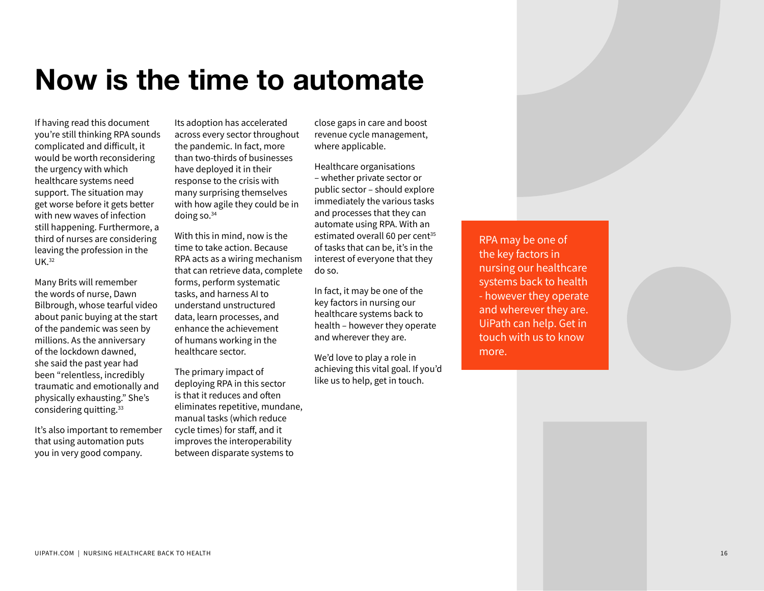# Now is the time to automate

If having read this document you're still thinking RPA sounds complicated and difficult, it would be worth reconsidering the urgency with which healthcare systems need support. The situation may get worse before it gets better with new waves of infection still happening. Furthermore, a third of nurses are considering leaving the profession in the UK.[32]

Many Brits will remember the words of nurse, Dawn Bilbrough, whose tearful video about panic buying at the start of the pandemic was seen by millions. As the anniversary of the lockdown dawned, she said the past year had been "relentless, incredibly traumatic and emotionally and physically exhausting." She's considering quitting.[33]

It's also important to remember that using automation puts you in very good company. Its adoption has accelerated across every sector throughout the pandemic. In fact, more than two-thirds of businesses have deployed it in their response to the crisis with many surprising themselves with how agile they could be in doing so.[34]

With this in mind, now is the time to take action. Because RPA acts as a wiring mechanism that can retrieve data, complete forms, perform systematic tasks, and harness AI to understand unstructured data, learn processes, and enhance the achievement of humans working in the healthcare sector.

The primary impact of deploying RPA in this sector is that it reduces and often eliminates repetitive, mundane, manual tasks (which reduce cycle times) for staff, and it improves the interoperability between disparate systems to close gaps in care and boost revenue cycle management, where applicable.

Healthcare organisations – whether private sector or public sector – should explore immediately the various tasks and processes that they can automate using RPA. With an estimated overall 60 per cent[35] of tasks that can be, it's in the interest of everyone that they do so.

In fact, it may be one of the key factors in nursing our healthcare systems back to health – however they operate and wherever they are.

We'd love to play a role in achieving this vital goal. If you'd like us to help, get in touch.

RPA may be one of the key factors in nursing our healthcare systems back to health - however they operate and wherever they are. UiPath can help. Get in touch with us to know more.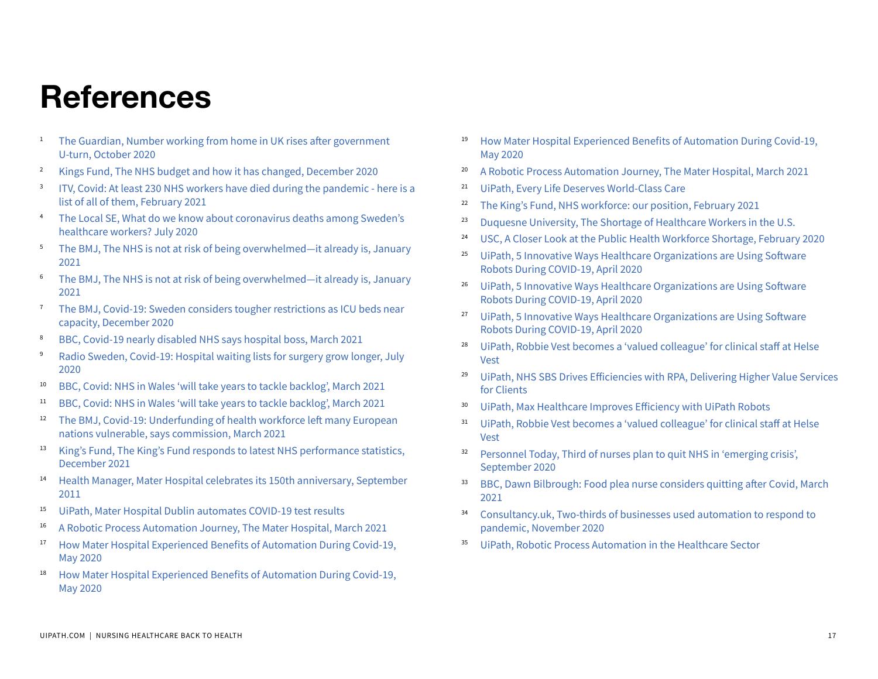# References

1. The Guardian, Number working from home in UK rises after government U-turn, October 2020
2. Kings Fund, The NHS budget and how it has changed, December 2020
3. ITV, Covid: At least 230 NHS workers have died during the pandemic - here is a list of all of them, February 2021
4. The Local SE, What do we know about coronavirus deaths among Sweden's healthcare workers? July 2020
5. The BMJ, The NHS is not at risk of being overwhelmed—it already is, January 2021
6. The BMJ, The NHS is not at risk of being overwhelmed—it already is, January 2021
7. The BMJ, Covid-19: Sweden considers tougher restrictions as ICU beds near capacity, December 2020
8. BBC, Covid-19 nearly disabled NHS says hospital boss, March 2021
9. Radio Sweden, Covid-19: Hospital waiting lists for surgery grow longer, July 2020
10. BBC, Covid: NHS in Wales 'will take years to tackle backlog', March 2021
11. BBC, Covid: NHS in Wales 'will take years to tackle backlog', March 2021
12. The BMJ, Covid-19: Underfunding of health workforce left many European nations vulnerable, says commission, March 2021
13. King's Fund, The King's Fund responds to latest NHS performance statistics, December 2021
14. Health Manager, Mater Hospital celebrates its 150th anniversary, September 2011
15. UiPath, Mater Hospital Dublin automates COVID-19 test results
16. A Robotic Process Automation Journey, The Mater Hospital, March 2021
17. How Mater Hospital Experienced Benefits of Automation During Covid-19, May 2020
18. How Mater Hospital Experienced Benefits of Automation During Covid-19, May 2020
19. How Mater Hospital Experienced Benefits of Automation During Covid-19, May 2020
20. A Robotic Process Automation Journey, The Mater Hospital, March 2021
21. UiPath, Every Life Deserves World-Class Care
22. The King's Fund, NHS workforce: our position, February 2021
23. Duquesne University, The Shortage of Healthcare Workers in the U.S.
24. USC, A Closer Look at the Public Health Workforce Shortage, February 2020
25. UiPath, 5 Innovative Ways Healthcare Organizations are Using Software Robots During COVID-19, April 2020
26. UiPath, 5 Innovative Ways Healthcare Organizations are Using Software Robots During COVID-19, April 2020
27. UiPath, 5 Innovative Ways Healthcare Organizations are Using Software Robots During COVID-19, April 2020
28. UiPath, Robbie Vest becomes a 'valued colleague' for clinical staff at Helse Vest
29. UiPath, NHS SBS Drives Efficiencies with RPA, Delivering Higher Value Services for Clients
30. UiPath, Max Healthcare Improves Efficiency with UiPath Robots
31. UiPath, Robbie Vest becomes a 'valued colleague' for clinical staff at Helse Vest
32. Personnel Today, Third of nurses plan to quit NHS in 'emerging crisis', September 2020
33. BBC, Dawn Bilbrough: Food plea nurse considers quitting after Covid, March 2021
34. Consultancy.uk, Two-thirds of businesses used automation to respond to pandemic, November 2020
35. UiPath, Robotic Process Automation in the Healthcare Sector